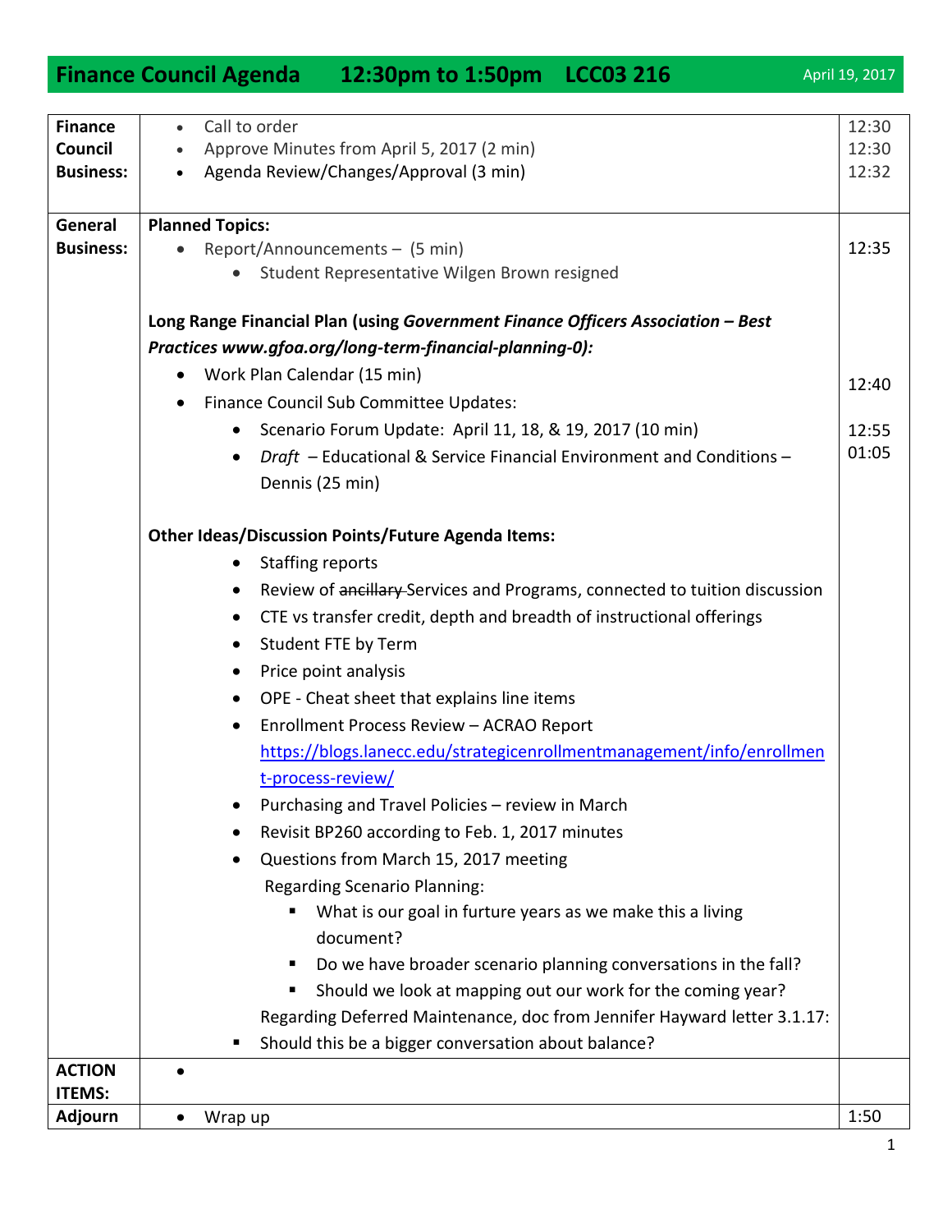# Finance Council Agenda 12:30pm to 1:50pm LCC03 216

April 19, 2017

| | | |
|---|---|---|
| **Finance Council Business:** | • Call to order<br>• Approve Minutes from April 5, 2017 (2 min)<br>• Agenda Review/Changes/Approval (3 min) | 12:30<br>12:30<br>12:32 |
| **General Business:** | **Planned Topics:**<br>• Report/Announcements – (5 min)<br>  • Student Representative Wilgen Brown resigned | 12:35 |
| | **Long Range Financial Plan (using *Government Finance Officers Association – Best Practices* *www.gfoa.org/long-term-financial-planning-0):***<br>• Work Plan Calendar (15 min)<br>• Finance Council Sub Committee Updates:<br>  • Scenario Forum Update: April 11, 18, & 19, 2017 (10 min)<br>  • *Draft* – Educational & Service Financial Environment and Conditions – Dennis (25 min) | 12:40<br><br>12:55<br>01:05 |
| | **Other Ideas/Discussion Points/Future Agenda Items:**<br>  • Staffing reports<br>  • Review of ~~ancillary~~ Services and Programs, connected to tuition discussion<br>  • CTE vs transfer credit, depth and breadth of instructional offerings<br>  • Student FTE by Term<br>  • Price point analysis<br>  • OPE - Cheat sheet that explains line items<br>  • Enrollment Process Review – ACRAO Report https://blogs.lanecc.edu/strategicenrollmentmanagement/info/enrollment-process-review/<br>  • Purchasing and Travel Policies – review in March<br>  • Revisit BP260 according to Feb. 1, 2017 minutes<br>  • Questions from March 15, 2017 meeting<br>  Regarding Scenario Planning:<br>    ▪ What is our goal in furture years as we make this a living document?<br>    ▪ Do we have broader scenario planning conversations in the fall?<br>    ▪ Should we look at mapping out our work for the coming year?<br>  Regarding Deferred Maintenance, doc from Jennifer Hayward letter 3.1.17:<br>  ▪ Should this be a bigger conversation about balance? | |
| **ACTION ITEMS:** | • | |
| **Adjourn** | • Wrap up | 1:50 |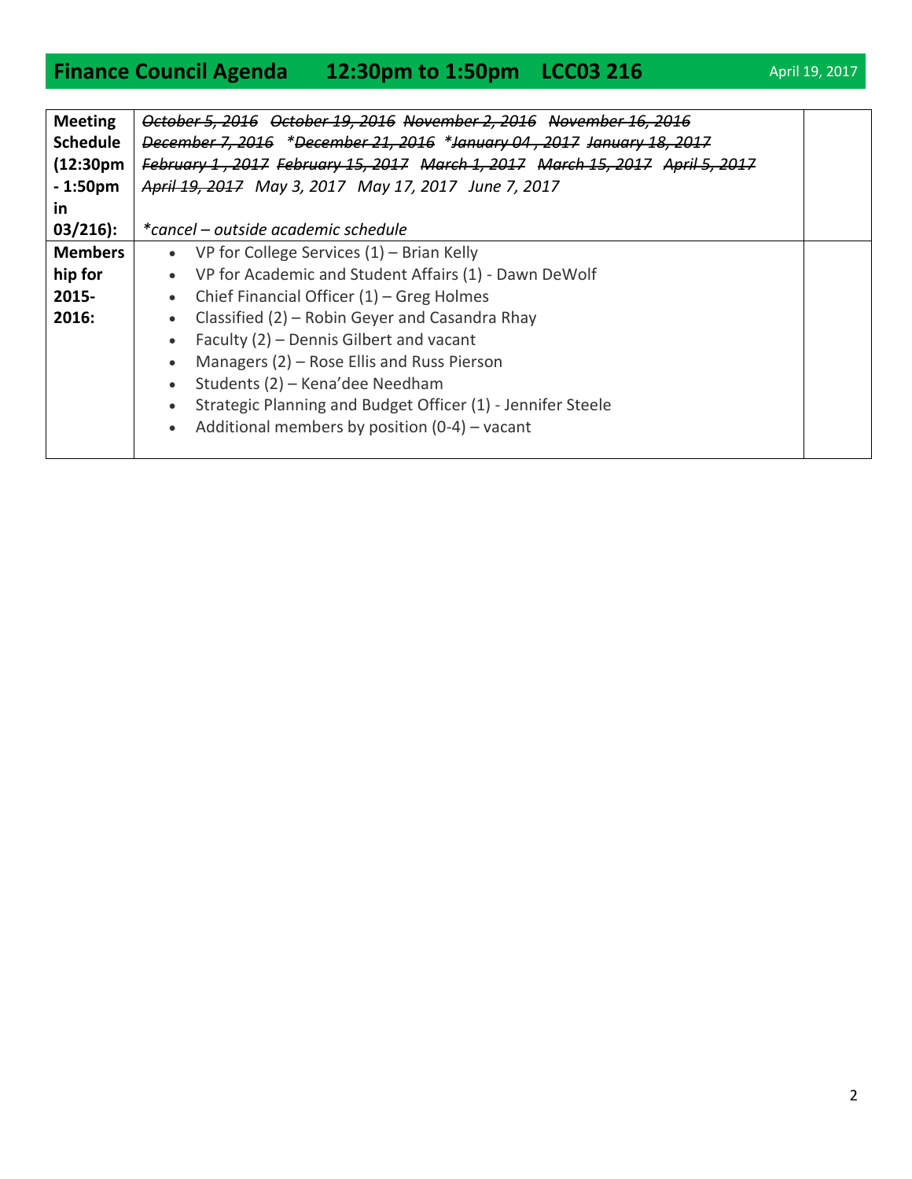# Finance Council Agenda 12:30pm to 1:50pm LCC03 216

April 19, 2017

| | | |
|---|---|---|
| **Meeting Schedule (12:30pm - 1:50pm in 03/216):** | *~~October 5, 2016~~ ~~October 19, 2016~~ ~~November 2, 2016~~ ~~November 16, 2016~~ ~~December 7, 2016~~ \*~~December 21, 2016~~ \*~~January 04 , 2017~~ ~~January 18, 2017~~ ~~February 1 , 2017~~ ~~February 15, 2017~~ ~~March 1, 2017~~ ~~March 15, 2017~~ ~~April 5, 2017~~ ~~April 19, 2017~~ May 3, 2017 May 17, 2017 June 7, 2017*<br><br>*\*cancel – outside academic schedule* | |
| **Membership for 2015-2016:** | • VP for College Services (1) – Brian Kelly<br>• VP for Academic and Student Affairs (1) - Dawn DeWolf<br>• Chief Financial Officer (1) – Greg Holmes<br>• Classified (2) – Robin Geyer and Casandra Rhay<br>• Faculty (2) – Dennis Gilbert and vacant<br>• Managers (2) – Rose Ellis and Russ Pierson<br>• Students (2) – Kena'dee Needham<br>• Strategic Planning and Budget Officer (1) - Jennifer Steele<br>• Additional members by position (0-4) – vacant | |